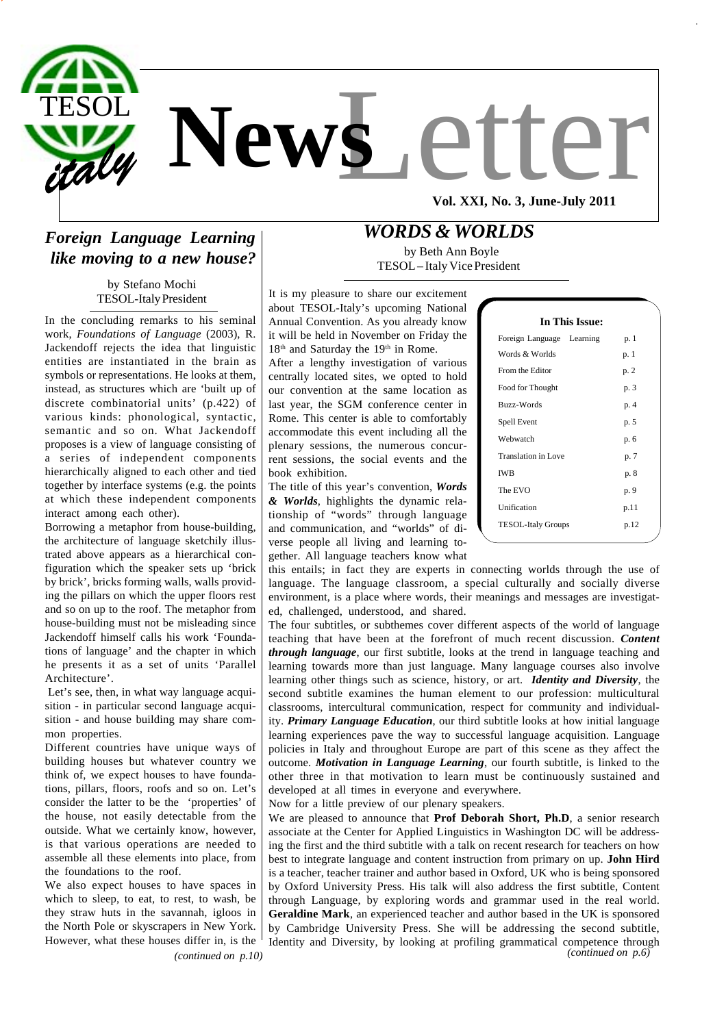# TESOL italy NewsLetter

**Vol. XXI, No. 3, June-July 2011**

## *Foreign Language Learning like moving to a new house?*

by Stefano Mochi
TESOL-Italy President

In the concluding remarks to his seminal work, *Foundations of Language* (2003), R. Jackendoff rejects the idea that linguistic entities are instantiated in the brain as symbols or representations. He looks at them, instead, as structures which are 'built up of discrete combinatorial units' (p.422) of various kinds: phonological, syntactic, semantic and so on. What Jackendoff proposes is a view of language consisting of a series of independent components hierarchically aligned to each other and tied together by interface systems (e.g. the points at which these independent components interact among each other).

Borrowing a metaphor from house-building, the architecture of language sketchily illustrated above appears as a hierarchical configuration which the speaker sets up 'brick by brick', bricks forming walls, walls providing the pillars on which the upper floors rest and so on up to the roof. The metaphor from house-building must not be misleading since Jackendoff himself calls his work 'Foundations of language' and the chapter in which he presents it as a set of units 'Parallel Architecture'.

Let's see, then, in what way language acquisition - in particular second language acquisition - and house building may share common properties.

Different countries have unique ways of building houses but whatever country we think of, we expect houses to have foundations, pillars, floors, roofs and so on. Let's consider the latter to be the 'properties' of the house, not easily detectable from the outside. What we certainly know, however, is that various operations are needed to assemble all these elements into place, from the foundations to the roof.

We also expect houses to have spaces in which to sleep, to eat, to rest, to wash, be they straw huts in the savannah, igloos in the North Pole or skyscrapers in New York. However, what these houses differ in, is the

*(continued on p.10)*

## *WORDS & WORLDS*

by Beth Ann Boyle
TESOL – Italy Vice President

It is my pleasure to share our excitement about TESOL-Italy's upcoming National Annual Convention. As you already know it will be held in November on Friday the 18th and Saturday the 19th in Rome.

After a lengthy investigation of various centrally located sites, we opted to hold our convention at the same location as last year, the SGM conference center in Rome. This center is able to comfortably accommodate this event including all the plenary sessions, the numerous concurrent sessions, the social events and the book exhibition.

The title of this year's convention, ***Words & Worlds***, highlights the dynamic relationship of "words" through language and communication, and "worlds" of diverse people all living and learning together. All language teachers know what this entails; in fact they are experts in connecting worlds through the use of language. The language classroom, a special culturally and socially diverse environment, is a place where words, their meanings and messages are investigated, challenged, understood, and shared.

The four subtitles, or subthemes cover different aspects of the world of language teaching that have been at the forefront of much recent discussion. ***Content through language***, our first subtitle, looks at the trend in language teaching and learning towards more than just language. Many language courses also involve learning other things such as science, history, or art. ***Identity and Diversity***, the second subtitle examines the human element to our profession: multicultural classrooms, intercultural communication, respect for community and individuality. ***Primary Language Education***, our third subtitle looks at how initial language learning experiences pave the way to successful language acquisition. Language policies in Italy and throughout Europe are part of this scene as they affect the outcome. ***Motivation in Language Learning***, our fourth subtitle, is linked to the other three in that motivation to learn must be continuously sustained and developed at all times in everyone and everywhere.

Now for a little preview of our plenary speakers.

We are pleased to announce that **Prof Deborah Short, Ph.D**, a senior research associate at the Center for Applied Linguistics in Washington DC will be addressing the first and the third subtitle with a talk on recent research for teachers on how best to integrate language and content instruction from primary on up. **John Hird** is a teacher, teacher trainer and author based in Oxford, UK who is being sponsored by Oxford University Press. His talk will also address the first subtitle, Content through Language, by exploring words and grammar used in the real world. **Geraldine Mark**, an experienced teacher and author based in the UK is sponsored by Cambridge University Press. She will be addressing the second subtitle, Identity and Diversity, by looking at profiling grammatical competence through

*(continued on p.6)*

**In This Issue:**

| | |
|---|---|
| Foreign Language Learning | p. 1 |
| Words & Worlds | p. 1 |
| From the Editor | p. 2 |
| Food for Thought | p. 3 |
| Buzz-Words | p. 4 |
| Spell Event | p. 5 |
| Webwatch | p. 6 |
| Translation in Love | p. 7 |
| IWB | p. 8 |
| The EVO | p. 9 |
| Unification | p.11 |
| TESOL-Italy Groups | p.12 |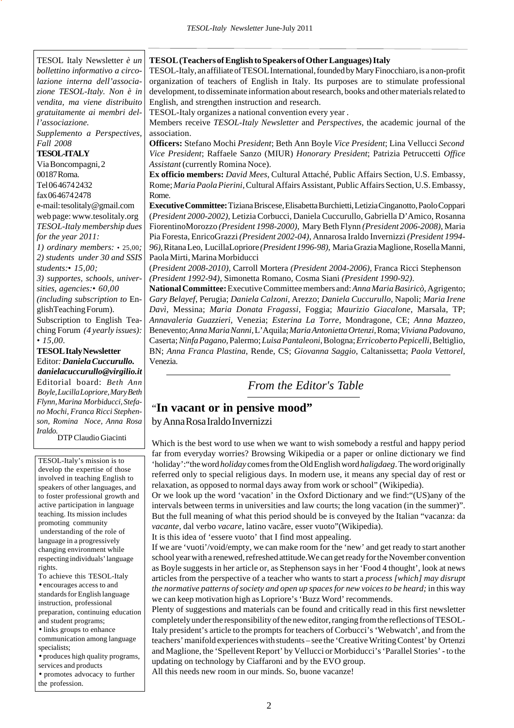TESOL Italy Newsletter *è un bollettino informativo a circolazione interna dell'associazione TESOL-Italy. Non è in vendita, ma viene distribuito gratuitamente ai membri dell'associazione.*

*Supplemento a Perspectives, Fall 2008*

**TESOL-ITALY**
Via Boncompagni, 2
00187 Roma.
Tel 06 4674 2432
fax 06 4674 2478
e-mail: tesolitaly@gmail.com
web page: www.tesolitaly.org

*TESOL-Italy membership dues for the year 2011:*

*1) ordinary members: • 25,00;*
*2) students under 30 and SSIS students:• 15,00;*
*3) supportes, schools, universities, agencies:• 60,00 (including subscription to* EnglishTeaching Forum).

Subscription to English Teaching Forum *(4 yearly issues): • 15,00.*

**TESOL Italy Newsletter**
Editor*:* ***Daniela Cuccurullo.***
***danielacuccurullo@virgilio.it***
Editorial board: *Beth Ann Boyle, Lucilla Lopriore, Mary Beth Flynn, Marina Morbiducci, Stefano Mochi, Franca Ricci Stephenson, Romina Noce, Anna Rosa Iraldo.*
DTP Claudio Giacinti

TESOL-Italy's mission is to develop the expertise of those involved in teaching English to speakers of other languages, and to foster professional growth and active participation in language teaching. Its mission includes promoting community understanding of the role of language in a progressively changing environment while respecting individuals' language rights.

To achieve this TESOL-Italy
- encourages access to and standards for English language instruction, professional preparation, continuing education and student programs;
- links groups to enhance communication among language specialists;
- produces high quality programs, services and products
- promotes advocacy to further the profession.

**TESOL (Teachers of English to Speakers of Other Languages) Italy**

TESOL-Italy, an affiliate of TESOL International, founded by Mary Finocchiaro, is a non-profit organization of teachers of English in Italy. Its purposes are to stimulate professional development, to disseminate information about research, books and other materials related to English, and strengthen instruction and research.

TESOL-Italy organizes a national convention every year .

Members receive *TESOL-Italy Newsletter* and *Perspectives,* the academic journal of the association.

**Officers:** Stefano Mochi *President*; Beth Ann Boyle *Vice President*; Lina Vellucci *Second Vice President*; Raffaele Sanzo (MIUR) *Honorary President*; Patrizia Petruccetti *Office Assistant* (currently Romina Noce).

**Ex officio members:** *David Mees*, Cultural Attaché, Public Affairs Section, U.S. Embassy, Rome; *Maria Paola Pierini*, Cultural Affairs Assistant, Public Affairs Section, U.S. Embassy, Rome.

**Executive Committee:** Tiziana Briscese, Elisabetta Burchietti, Letizia Cinganotto, Paolo Coppari (*President 2000-2002)*, Letizia Corbucci, Daniela Cuccurullo, Gabriella D'Amico, Rosanna Fiorentino Morozzo *(President 1998-2000),* Mary Beth Flynn *(President 2006-2008)*, Maria Pia Foresta, Enrico Grazzi *(President 2002-04)*, Annarosa Iraldo Invernizzi *(President 1994-96)*, Ritana Leo, Lucilla Lopriore *(President 1996-98),* Maria Grazia Maglione, Rosella Manni, Paola Mirti, Marina Morbiducci (*President 2008-2010),* Carroll Mortera *(President 2004-2006)*, Franca Ricci Stephenson *(President 1992-94)*, Simonetta Romano, Cosma Siani *(President 1990-92)*.

**National Committee:** Executive Committee members and: *Anna Maria Basiricò,* Agrigento; *Gary Belayef*, Perugia; *Daniela Calzoni*, Arezzo; *Daniela Cuccurullo,* Napoli; *Maria Irene Davì*, Messina; *Maria Donata Fragassi*, Foggia; *Maurizio Giacalone*, Marsala, TP; *Annavaleria Guazzieri,* Venezia; *Esterina La Torre*, Mondragone, CE; *Anna Mazzeo*, Benevento; *Anna Maria Nanni*, L'Aquila; *Maria Antonietta Ortenzi*, Roma; *Viviana Padovano*, Caserta; *Ninfa Pagano*, Palermo; *Luisa Pantaleoni*, Bologna; *Erricoberto Pepicelli*, Beltiglio, BN; *Anna Franca Plastina*, Rende, CS; *Giovanna Saggio*, Caltanissetta; *Paola Vettorel*, Venezia.

## *From the Editor's Table*

# "In vacant or in pensive mood"

by Anna Rosa Iraldo Invernizzi

Which is the best word to use when we want to wish somebody a restful and happy period far from everyday worries? Browsing Wikipedia or a paper or online dictionary we find 'holiday':"the word *holiday* comes from the Old English word *haligdaeg*. The word originally referred only to special religious days. In modern use, it means any special day of rest or relaxation, as opposed to normal days away from work or school" (Wikipedia).

Or we look up the word 'vacation' in the Oxford Dictionary and we find:"(US)any of the intervals between terms in universities and law courts; the long vacation (in the summer)". But the full meaning of what this period should be is conveyed by the Italian "vacanza: da *vacante*, dal verbo *vacare*, latino vacāre, esser vuoto"(Wikipedia).

It is this idea of 'essere vuoto' that I find most appealing.

If we are 'vuoti'/void/empty, we can make room for the 'new' and get ready to start another school year with a renewed, refreshed attitude.We can get ready for the November convention as Boyle suggests in her article or, as Stephenson says in her 'Food 4 thought', look at news articles from the perspective of a teacher who wants to start a *process [which] may disrupt the normative patterns of society and open up spaces for new voices to be heard;* in this way we can keep motivation high as Lopriore's 'Buzz Word' recommends.

Plenty of suggestions and materials can be found and critically read in this first newsletter completely under the responsibility of the new editor, ranging from the reflections of TESOL-Italy president's article to the prompts for teachers of Corbucci's 'Webwatch', and from the teachers' manifold experiences with students – see the 'Creative Writing Contest' by Ortenzi and Maglione, the 'Spellevent Report' by Vellucci or Morbiducci's 'Parallel Stories' - to the updating on technology by Ciaffaroni and by the EVO group.

All this needs new room in our minds. So, buone vacanze!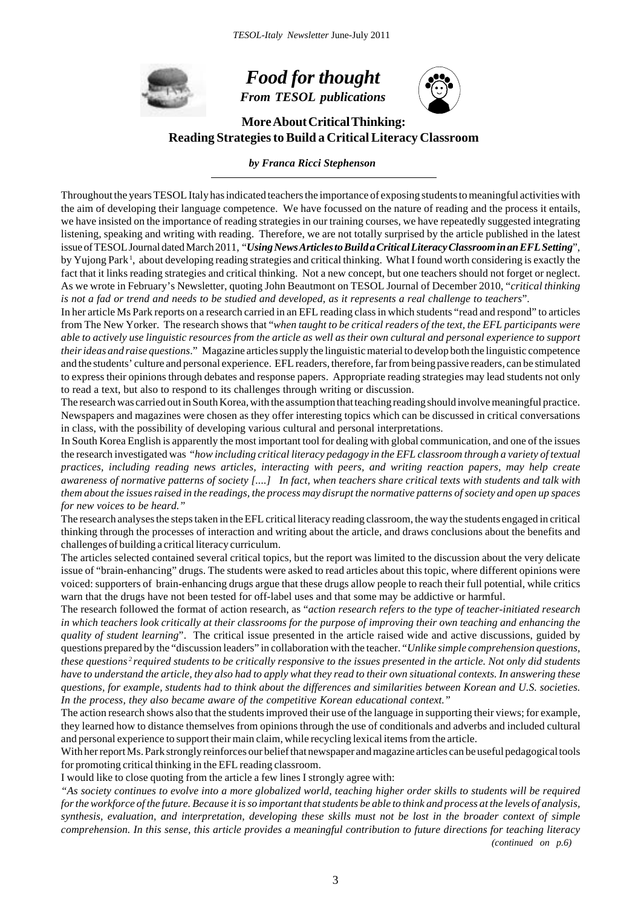# Food for thought

## From TESOL publications

### More About Critical Thinking: Reading Strategies to Build a Critical Literacy Classroom

***by Franca Ricci Stephenson***

Throughout the years TESOL Italy has indicated teachers the importance of exposing students to meaningful activities with the aim of developing their language competence. We have focussed on the nature of reading and the process it entails, we have insisted on the importance of reading strategies in our training courses, we have repeatedly suggested integrating listening, speaking and writing with reading. Therefore, we are not totally surprised by the article published in the latest issue of TESOL Journal dated March 2011, "***Using News Articles to Build a Critical Literacy Classroom in an EFL Setting***", by Yujong Park [1], about developing reading strategies and critical thinking. What I found worth considering is exactly the fact that it links reading strategies and critical thinking. Not a new concept, but one teachers should not forget or neglect. As we wrote in February's Newsletter, quoting John Beautmont on TESOL Journal of December 2010, "*critical thinking is not a fad or trend and needs to be studied and developed, as it represents a real challenge to teachers*".

In her article Ms Park reports on a research carried in an EFL reading class in which students "read and respond" to articles from The New Yorker. The research shows that "*when taught to be critical readers of the text, the EFL participants were able to actively use linguistic resources from the article as well as their own cultural and personal experience to support their ideas and raise questions*." Magazine articles supply the linguistic material to develop both the linguistic competence and the students' culture and personal experience. EFL readers, therefore, far from being passive readers, can be stimulated to express their opinions through debates and response papers. Appropriate reading strategies may lead students not only to read a text, but also to respond to its challenges through writing or discussion.

The research was carried out in South Korea, with the assumption that teaching reading should involve meaningful practice. Newspapers and magazines were chosen as they offer interesting topics which can be discussed in critical conversations in class, with the possibility of developing various cultural and personal interpretations.

In South Korea English is apparently the most important tool for dealing with global communication, and one of the issues the research investigated was "*how including critical literacy pedagogy in the EFL classroom through a variety of textual practices, including reading news articles, interacting with peers, and writing reaction papers, may help create awareness of normative patterns of society [....] In fact, when teachers share critical texts with students and talk with them about the issues raised in the readings, the process may disrupt the normative patterns of society and open up spaces for new voices to be heard.*"

The research analyses the steps taken in the EFL critical literacy reading classroom, the way the students engaged in critical thinking through the processes of interaction and writing about the article, and draws conclusions about the benefits and challenges of building a critical literacy curriculum.

The articles selected contained several critical topics, but the report was limited to the discussion about the very delicate issue of "brain-enhancing" drugs. The students were asked to read articles about this topic, where different opinions were voiced: supporters of brain-enhancing drugs argue that these drugs allow people to reach their full potential, while critics warn that the drugs have not been tested for off-label uses and that some may be addictive or harmful.

The research followed the format of action research, as "*action research refers to the type of teacher-initiated research in which teachers look critically at their classrooms for the purpose of improving their own teaching and enhancing the quality of student learning*". The critical issue presented in the article raised wide and active discussions, guided by questions prepared by the "discussion leaders" in collaboration with the teacher. "*Unlike simple comprehension questions, these questions [2] required students to be critically responsive to the issues presented in the article. Not only did students have to understand the article, they also had to apply what they read to their own situational contexts. In answering these questions, for example, students had to think about the differences and similarities between Korean and U.S. societies. In the process, they also became aware of the competitive Korean educational context.*"

The action research shows also that the students improved their use of the language in supporting their views; for example, they learned how to distance themselves from opinions through the use of conditionals and adverbs and included cultural and personal experience to support their main claim, while recycling lexical items from the article.

With her report Ms. Park strongly reinforces our belief that newspaper and magazine articles can be useful pedagogical tools for promoting critical thinking in the EFL reading classroom.

I would like to close quoting from the article a few lines I strongly agree with:

*"As society continues to evolve into a more globalized world, teaching higher order skills to students will be required for the workforce of the future. Because it is so important that students be able to think and process at the levels of analysis, synthesis, evaluation, and interpretation, developing these skills must not be lost in the broader context of simple comprehension. In this sense, this article provides a meaningful contribution to future directions for teaching literacy*

*(continued on p.6)*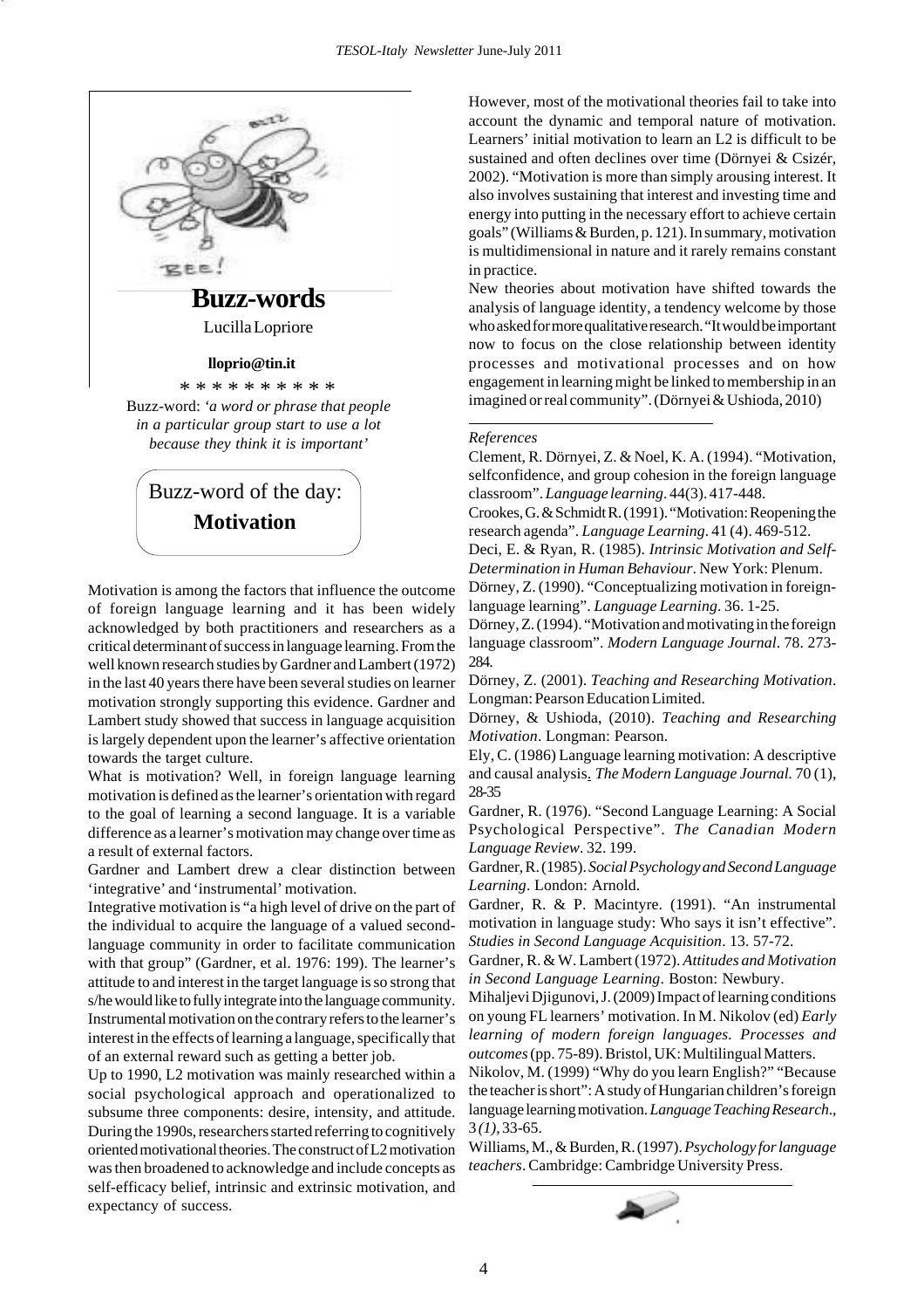# Buzz-words

Lucilla Lopriore

**llopri​o@tin.it**

\* \* \* \* \* \* \* \* \* \*

Buzz-word: *'a word or phrase that people in a particular group start to use a lot because they think it is important'*

Buzz-word of the day:
**Motivation**

Motivation is among the factors that influence the outcome of foreign language learning and it has been widely acknowledged by both practitioners and researchers as a critical determinant of success in language learning. From the well known research studies by Gardner and Lambert (1972) in the last 40 years there have been several studies on learner motivation strongly supporting this evidence. Gardner and Lambert study showed that success in language acquisition is largely dependent upon the learner's affective orientation towards the target culture.

What is motivation? Well, in foreign language learning motivation is defined as the learner's orientation with regard to the goal of learning a second language. It is a variable difference as a learner's motivation may change over time as a result of external factors.

Gardner and Lambert drew a clear distinction between 'integrative' and 'instrumental' motivation.

Integrative motivation is "a high level of drive on the part of the individual to acquire the language of a valued second-language community in order to facilitate communication with that group" (Gardner, et al. 1976: 199). The learner's attitude to and interest in the target language is so strong that s/he would like to fully integrate into the language community. Instrumental motivation on the contrary refers to the learner's interest in the effects of learning a language, specifically that of an external reward such as getting a better job.

Up to 1990, L2 motivation was mainly researched within a social psychological approach and operationalized to subsume three components: desire, intensity, and attitude. During the 1990s, researchers started referring to cognitively oriented motivational theories. The construct of L2 motivation was then broadened to acknowledge and include concepts as self-efficacy belief, intrinsic and extrinsic motivation, and expectancy of success.

However, most of the motivational theories fail to take into account the dynamic and temporal nature of motivation. Learners' initial motivation to learn an L2 is difficult to be sustained and often declines over time (Dörnyei & Csizér, 2002). "Motivation is more than simply arousing interest. It also involves sustaining that interest and investing time and energy into putting in the necessary effort to achieve certain goals" (Williams & Burden, p. 121). In summary, motivation is multidimensional in nature and it rarely remains constant in practice.

New theories about motivation have shifted towards the analysis of language identity, a tendency welcome by those who asked for more qualitative research. "It would be important now to focus on the close relationship between identity processes and motivational processes and on how engagement in learning might be linked to membership in an imagined or real community". (Dörnyei & Ushioda, 2010)

---

*References*

Clement, R. Dörnyei, Z. & Noel, K. A. (1994). "Motivation, selfconfidence, and group cohesion in the foreign language classroom". *Language learning*. 44(3). 417-448.

Crookes, G. & Schmidt R. (1991). "Motivation: Reopening the research agenda". *Language Learning*. 41 (4). 469-512.

Deci, E. & Ryan, R. (1985). *Intrinsic Motivation and Self-Determination in Human Behaviour*. New York: Plenum.

Dörney, Z. (1990). "Conceptualizing motivation in foreign-language learning". *Language Learning*. 36. 1-25.

Dörney, Z. (1994). "Motivation and motivating in the foreign language classroom". *Modern Language Journal*. 78. 273-284.

Dörney, Z. (2001). *Teaching and Researching Motivation*. Longman: Pearson Education Limited.

Dörney, & Ushioda, (2010). *Teaching and Researching Motivation*. Longman: Pearson.

Ely, C. (1986) Language learning motivation: A descriptive and causal analysis. *The Modern Language Journal.* 70 (1), 28-35

Gardner, R. (1976). "Second Language Learning: A Social Psychological Perspective". *The Canadian Modern Language Review*. 32. 199.

Gardner, R. (1985). *Social Psychology and Second Language Learning*. London: Arnold.

Gardner, R. & P. Macintyre. (1991). "An instrumental motivation in language study: Who says it isn't effective". *Studies in Second Language Acquisition*. 13. 57-72.

Gardner, R. & W. Lambert (1972). *Attitudes and Motivation in Second Language Learning*. Boston: Newbury.

Mihaljevi Djigunovi, J. (2009) Impact of learning conditions on young FL learners' motivation. In M. Nikolov (ed) *Early learning of modern foreign languages. Processes and outcomes* (pp. 75-89). Bristol, UK: Multilingual Matters.

Nikolov, M. (1999) "Why do you learn English?" "Because the teacher is short": A study of Hungarian children's foreign language learning motivation. *Language Teaching Research*., 3 *(1)*, 33-65.

Williams, M., & Burden, R. (1997). *Psychology for language teachers*. Cambridge: Cambridge University Press.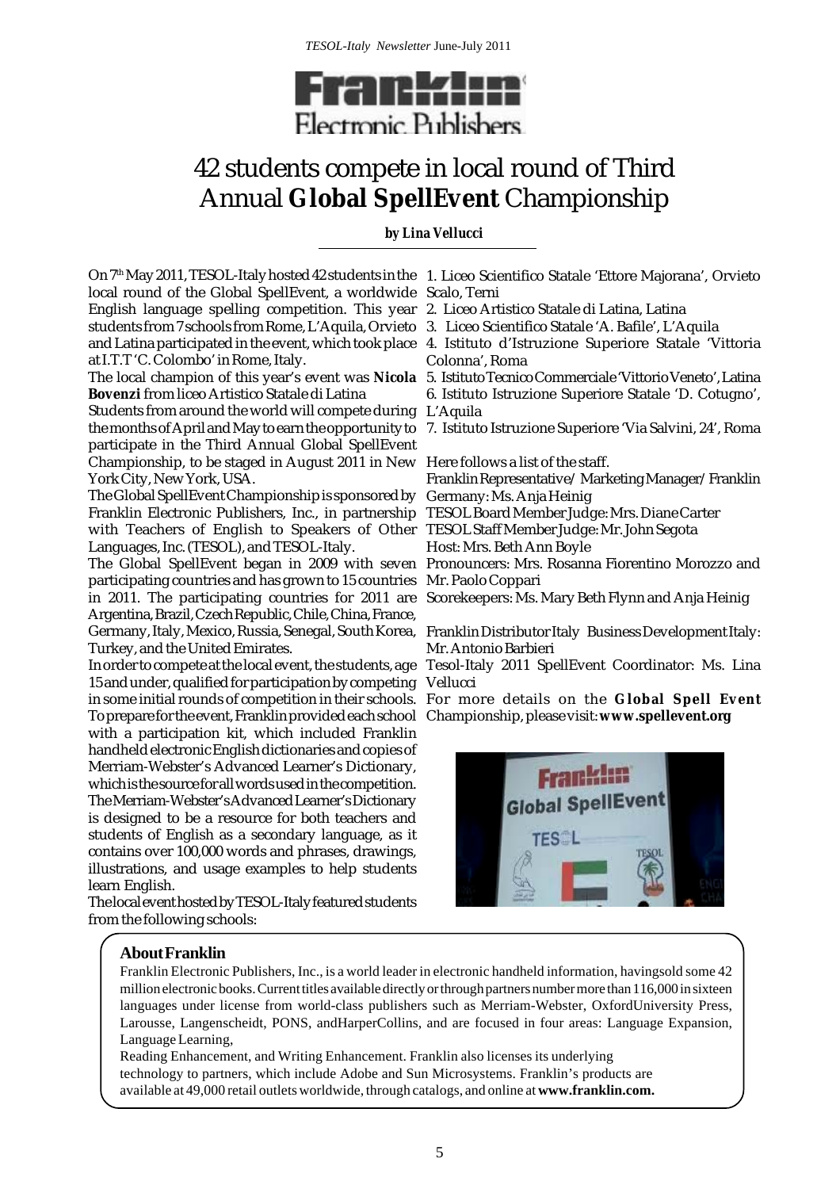Franklin Electronic Publishers

# 42 students compete in local round of Third Annual **Global SpellEvent** Championship

***by Lina Vellucci***

On 7th May 2011, TESOL-Italy hosted 42 students in the local round of the Global SpellEvent, a worldwide English language spelling competition. This year students from 7 schools from Rome, L'Aquila, Orvieto and Latina participated in the event, which took place at I.T.T 'C. Colombo' in Rome, Italy.

The local champion of this year's event was **Nicola Bovenzi** from liceo Artistico Statale di Latina

Students from around the world will compete during the months of April and May to earn the opportunity to participate in the Third Annual Global SpellEvent Championship, to be staged in August 2011 in New York City, New York, USA.

The Global SpellEvent Championship is sponsored by Franklin Electronic Publishers, Inc., in partnership with Teachers of English to Speakers of Other Languages, Inc. (TESOL), and TESOL-Italy.

The Global SpellEvent began in 2009 with seven participating countries and has grown to 15 countries in 2011. The participating countries for 2011 are Argentina, Brazil, Czech Republic, Chile, China, France, Germany, Italy, Mexico, Russia, Senegal, South Korea, Turkey, and the United Emirates.

In order to compete at the local event, the students, age 15 and under, qualified for participation by competing in some initial rounds of competition in their schools. To prepare for the event, Franklin provided each school with a participation kit, which included Franklin handheld electronic English dictionaries and copies of Merriam-Webster's Advanced Learner's Dictionary, which is the source for all words used in the competition. The Merriam-Webster's Advanced Learner's Dictionary is designed to be a resource for both teachers and students of English as a secondary language, as it contains over 100,000 words and phrases, drawings, illustrations, and usage examples to help students learn English.

The local event hosted by TESOL-Italy featured students from the following schools:

1. Liceo Scientifico Statale 'Ettore Majorana', Orvieto Scalo, Terni
2. Liceo Artistico Statale di Latina, Latina
3. Liceo Scientifico Statale 'A. Bafile', L'Aquila
4. Istituto d'Istruzione Superiore Statale 'Vittoria Colonna', Roma
5. Istituto Tecnico Commerciale 'Vittorio Veneto', Latina
6. Istituto Istruzione Superiore Statale 'D. Cotugno', L'Aquila
7. Istituto Istruzione Superiore 'Via Salvini, 24', Roma

Here follows a list of the staff.

Franklin Representative/ Marketing Manager/ Franklin Germany: Ms. Anja Heinig

TESOL Board Member Judge: Mrs. Diane Carter

TESOL Staff Member Judge: Mr. John Segota

Host: Mrs. Beth Ann Boyle

Pronouncers: Mrs. Rosanna Fiorentino Morozzo and Mr. Paolo Coppari

Scorekeepers: Ms. Mary Beth Flynn and Anja Heinig

Franklin Distributor Italy Business Development Italy: Mr. Antonio Barbieri

Tesol-Italy 2011 SpellEvent Coordinator: Ms. Lina Vellucci

For more details on the **Global Spell Event** Championship, please visit: **www.spellevent.org**

## About Franklin

Franklin Electronic Publishers, Inc., is a world leader in electronic handheld information, havingsold some 42 million electronic books. Current titles available directly or through partners number more than 116,000 in sixteen languages under license from world-class publishers such as Merriam-Webster, OxfordUniversity Press, Larousse, Langenscheidt, PONS, andHarperCollins, and are focused in four areas: Language Expansion, Language Learning,

Reading Enhancement, and Writing Enhancement. Franklin also licenses its underlying technology to partners, which include Adobe and Sun Microsystems. Franklin's products are available at 49,000 retail outlets worldwide, through catalogs, and online at **www.franklin.com.**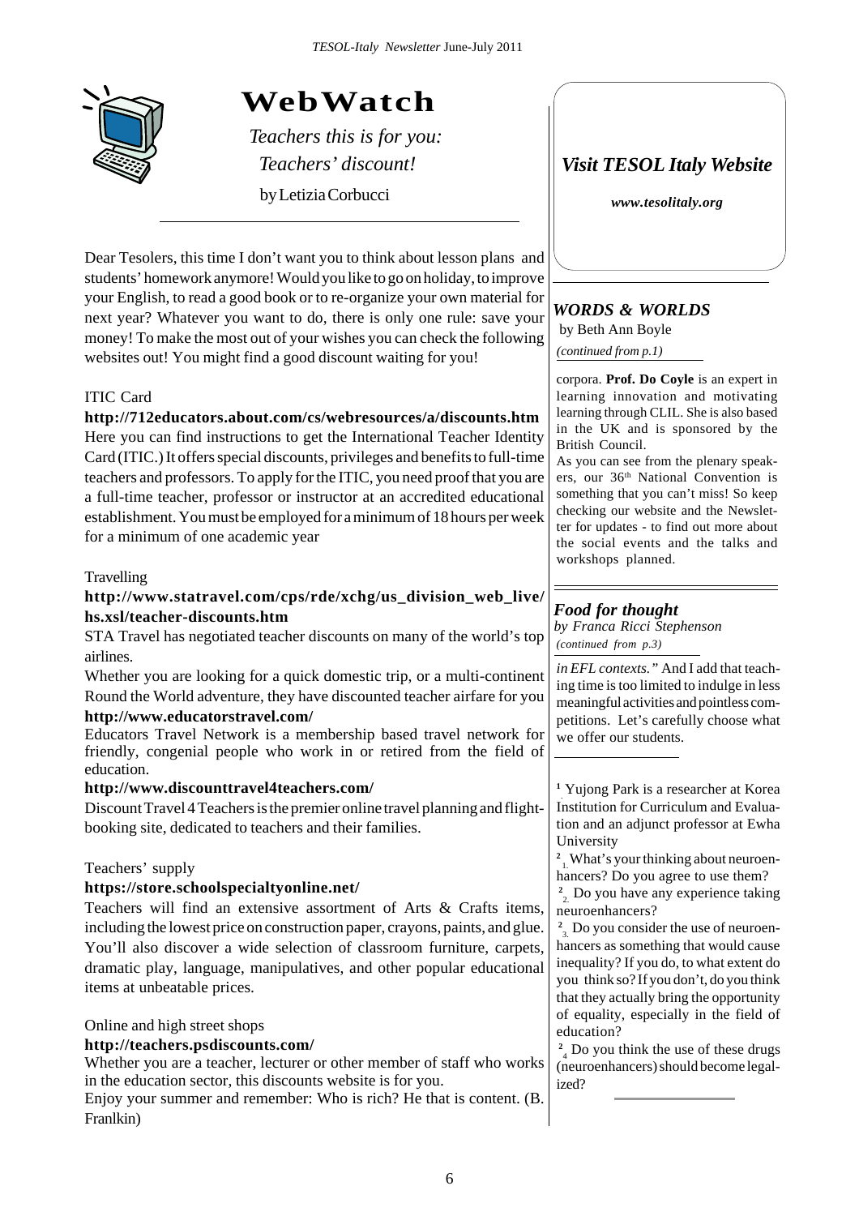# WebWatch

*Teachers this is for you:*
*Teachers' discount!*

by Letizia Corbucci

Dear Tesolers, this time I don't want you to think about lesson plans and students' homework anymore! Would you like to go on holiday, to improve your English, to read a good book or to re-organize your own material for next year? Whatever you want to do, there is only one rule: save your money! To make the most out of your wishes you can check the following websites out! You might find a good discount waiting for you!

ITIC Card

**http://712educators.about.com/cs/webresources/a/discounts.htm**

Here you can find instructions to get the International Teacher Identity Card (ITIC.) It offers special discounts, privileges and benefits to full-time teachers and professors. To apply for the ITIC, you need proof that you are a full-time teacher, professor or instructor at an accredited educational establishment. You must be employed for a minimum of 18 hours per week for a minimum of one academic year

Travelling

**http://www.statravel.com/cps/rde/xchg/us_division_web_live/hs.xsl/teacher-discounts.htm**

STA Travel has negotiated teacher discounts on many of the world's top airlines.

Whether you are looking for a quick domestic trip, or a multi-continent Round the World adventure, they have discounted teacher airfare for you

**http://www.educatorstravel.com/**

Educators Travel Network is a membership based travel network for friendly, congenial people who work in or retired from the field of education.

**http://www.discounttravel4teachers.com/**

Discount Travel 4 Teachers is the premier online travel planning and flight-booking site, dedicated to teachers and their families.

Teachers' supply

**https://store.schoolspecialtyonline.net/**

Teachers will find an extensive assortment of Arts & Crafts items, including the lowest price on construction paper, crayons, paints, and glue. You'll also discover a wide selection of classroom furniture, carpets, dramatic play, language, manipulatives, and other popular educational items at unbeatable prices.

Online and high street shops

**http://teachers.psdiscounts.com/**

Whether you are a teacher, lecturer or other member of staff who works in the education sector, this discounts website is for you.

Enjoy your summer and remember: Who is rich? He that is content. (B. Franlkin)

---

***Visit TESOL Italy Website***

***www.tesolitaly.org***

---

## *WORDS & WORLDS*

by Beth Ann Boyle

*(continued from p.1)*

corpora. **Prof. Do Coyle** is an expert in learning innovation and motivating learning through CLIL. She is also based in the UK and is sponsored by the British Council.

As you can see from the plenary speakers, our 36th National Convention is something that you can't miss! So keep checking our website and the Newsletter for updates - to find out more about the social events and the talks and workshops planned.

---

## *Food for thought*

*by Franca Ricci Stephenson*

*(continued from p.3)*

*in EFL contexts."* And I add that teaching time is too limited to indulge in less meaningful activities and pointless competitions. Let's carefully choose what we offer our students.

---

[1] Yujong Park is a researcher at Korea Institution for Curriculum and Evaluation and an adjunct professor at Ewha University

[2] 1. What's your thinking about neuroenhancers? Do you agree to use them?

[2] 2. Do you have any experience taking neuroenhancers?

[2] 3. Do you consider the use of neuroenhancers as something that would cause inequality? If you do, to what extent do you think so? If you don't, do you think that they actually bring the opportunity of equality, especially in the field of education?

[2] 4. Do you think the use of these drugs (neuroenhancers) should become legalized?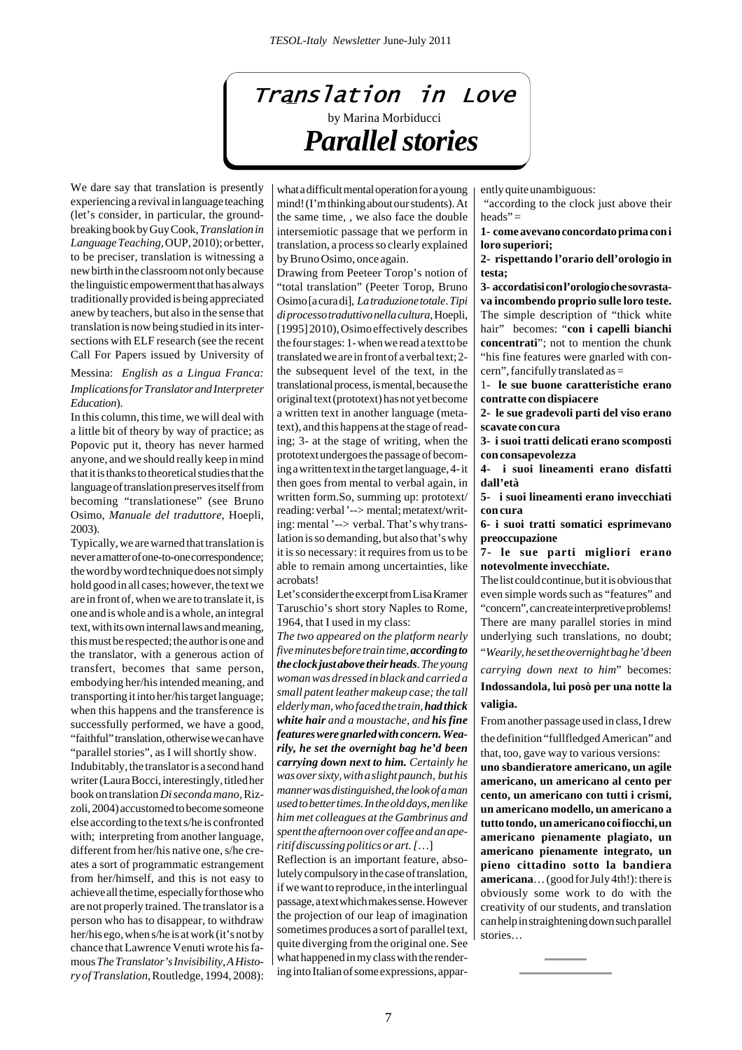# Translation in Love

by Marina Morbiducci

## *Parallel stories*

We dare say that translation is presently experiencing a revival in language teaching (let's consider, in particular, the groundbreaking book by Guy Cook, *Translation in Language Teaching*, OUP, 2010); or better, to be preciser, translation is witnessing a new birth in the classroom not only because the linguistic empowerment that has always traditionally provided is being appreciated anew by teachers, but also in the sense that translation is now being studied in its intersections with ELF research (see the recent Call For Papers issued by University of Messina: *English as a Lingua Franca: Implications for Translator and Interpreter Education*).

In this column, this time, we will deal with a little bit of theory by way of practice; as Popovic put it, theory has never harmed anyone, and we should really keep in mind that it is thanks to theoretical studies that the language of translation preserves itself from becoming "translationese" (see Bruno Osimo, *Manuale del traduttore*, Hoepli, 2003).

Typically, we are warned that translation is never a matter of one-to-one correspondence; the word by word technique does not simply hold good in all cases; however, the text we are in front of, when we are to translate it, is one and is whole and is a whole, an integral text, with its own internal laws and meaning, this must be respected; the author is one and the translator, with a generous action of transfert, becomes that same person, embodying her/his intended meaning, and transporting it into her/his target language; when this happens and the transference is successfully performed, we have a good, "faithful" translation, otherwise we can have "parallel stories", as I will shortly show.

Indubitably, the translator is a second hand writer (Laura Bocci, interestingly, titled her book on translation *Di seconda mano*, Rizzoli, 2004) accustomed to become someone else according to the text s/he is confronted with; interpreting from another language, different from her/his native one, s/he creates a sort of programmatic estrangement from her/himself, and this is not easy to achieve all the time, especially for those who are not properly trained. The translator is a person who has to disappear, to withdraw her/his ego, when s/he is at work (it's not by chance that Lawrence Venuti wrote his famous *The Translator's Invisibility, A History of Translation*, Routledge, 1994, 2008): what a difficult mental operation for a young mind! (I'm thinking about our students). At the same time, , we also face the double intersemiotic passage that we perform in translation, a process so clearly explained by Bruno Osimo, once again.

Drawing from Peeteer Torop's notion of "total translation" (Peeter Torop, Bruno Osimo [a cura di], *La traduzione totale*. *Tipi di processo traduttivo nella cultura*, Hoepli, [1995] 2010), Osimo effectively describes the four stages: 1- when we read a text to be translated we are in front of a verbal text; 2- the subsequent level of the text, in the translational process, is mental, because the original text (prototext) has not yet become a written text in another language (metatext), and this happens at the stage of reading; 3- at the stage of writing, when the prototext undergoes the passage of becoming a written text in the target language, 4- it then goes from mental to verbal again, in written form.So, summing up: prototext/ reading: verbal '--> mental; metatext/writing: mental '--> verbal. That's why translation is so demanding, but also that's why it is so necessary: it requires from us to be able to remain among uncertainties, like acrobats!

Let's consider the excerpt from Lisa Kramer Taruschio's short story Naples to Rome, 1964, that I used in my class:

*The two appeared on the platform nearly five minutes before train time, **according to the clock just above their heads**. The young woman was dressed in black and carried a small patent leather makeup case; the tall elderly man, who faced the train, **had thick white hair** and a moustache, and **his fine features were gnarled with concern. Wearily, he set the overnight bag he'd been carrying down next to him.** Certainly he was over sixty, with a slight paunch, but his manner was distinguished, the look of a man used to better times. In the old days, men like him met colleagues at the Gambrinus and spent the afternoon over coffee and an aperitif discussing politics or art. [*…]

Reflection is an important feature, absolutely compulsory in the case of translation, if we want to reproduce, in the interlingual passage, a text which makes sense. However the projection of our leap of imagination sometimes produces a sort of parallel text, quite diverging from the original one. See what happened in my class with the rendering into Italian of some expressions, apparently quite unambiguous:

"according to the clock just above their heads" =

**1- come avevano concordato prima con i loro superiori;**

**2- rispettando l'orario dell'orologio in testa;**

**3- accordatisi con l'orologio che sovrastava incombendo proprio sulle loro teste.**

The simple description of "thick white hair" becomes: "**con i capelli bianchi concentrati**"; not to mention the chunk "his fine features were gnarled with concern", fancifully translated as =

1- **le sue buone caratteristiche erano contratte con dispiacere**

**2- le sue gradevoli parti del viso erano scavate con cura**

**3- i suoi tratti delicati erano scomposti con consapevolezza**

**4- i suoi lineamenti erano disfatti dall'età**

**5- i suoi lineamenti erano invecchiati con cura**

**6- i suoi tratti somatici esprimevano preoccupazione**

**7- le sue parti migliori erano notevolmente invecchiate.**

The list could continue, but it is obvious that even simple words such as "features" and "concern", can create interpretive problems! There are many parallel stories in mind underlying such translations, no doubt; "*Wearily, he set the overnight bag he'd been carrying down next to him*" becomes: **Indossandola, lui posò per una notte la valigia.**

From another passage used in class, I drew the definition "fullfledged American" and that, too, gave way to various versions: **uno sbandieratore americano, un agile americano, un americano al cento per cento, un americano con tutti i crismi, un americano modello, un americano a tutto tondo, un americano coi fiocchi, un americano pienamente plagiato, un americano pienamente integrato, un pieno cittadino sotto la bandiera americana**… (good for July 4th!): there is obviously some work to do with the creativity of our students, and translation can help in straightening down such parallel stories…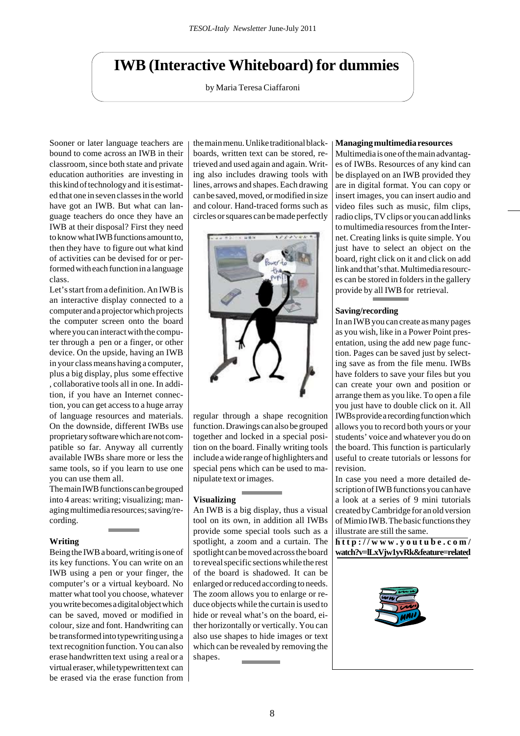# IWB (Interactive Whiteboard) for dummies

by Maria Teresa Ciaffaroni

Sooner or later language teachers are bound to come across an IWB in their classroom, since both state and private education authorities are investing in this kind of technology and it is estimated that one in seven classes in the world have got an IWB. But what can language teachers do once they have an IWB at their disposal? First they need to know what IWB functions amount to, then they have to figure out what kind of activities can be devised for or performed with each function in a language class.

Let's start from a definition. An IWB is an interactive display connected to a computer and a projector which projects the computer screen onto the board where you can interact with the computer through a pen or a finger, or other device. On the upside, having an IWB in your class means having a computer, plus a big display, plus some effective , collaborative tools all in one. In addition, if you have an Internet connection, you can get access to a huge array of language resources and materials. On the downside, different IWBs use proprietary software which are not compatible so far. Anyway all currently available IWBs share more or less the same tools, so if you learn to use one you can use them all.

The main IWB functions can be grouped into 4 areas: writing; visualizing; managing multimedia resources; saving/recording.

### Writing

Being the IWB a board, writing is one of its key functions. You can write on an IWB using a pen or your finger, the computer's or a virtual keyboard. No matter what tool you choose, whatever you write becomes a digital object which can be saved, moved or modified in colour, size and font. Handwriting can be transformed into typewriting using a text recognition function. You can also erase handwritten text using a real or a virtual eraser, while typewritten text can be erased via the erase function from the main menu. Unlike traditional blackboards, written text can be stored, retrieved and used again and again. Writing also includes drawing tools with lines, arrows and shapes. Each drawing can be saved, moved, or modified in size and colour. Hand-traced forms such as circles or squares can be made perfectly regular through a shape recognition function. Drawings can also be grouped together and locked in a special position on the board. Finally writing tools include a wide range of highlighters and special pens which can be used to manipulate text or images.

### Visualizing

An IWB is a big display, thus a visual tool on its own, in addition all IWBs provide some special tools such as a spotlight, a zoom and a curtain. The spotlight can be moved across the board to reveal specific sections while the rest of the board is shadowed. It can be enlarged or reduced according to needs. The zoom allows you to enlarge or reduce objects while the curtain is used to hide or reveal what's on the board, either horizontally or vertically. You can also use shapes to hide images or text which can be revealed by removing the shapes.

### Managing multimedia resources

Multimedia is one of the main advantages of IWBs. Resources of any kind can be displayed on an IWB provided they are in digital format. You can copy or insert images, you can insert audio and video files such as music, film clips, radio clips, TV clips or you can add links to multimedia resources from the Internet. Creating links is quite simple. You just have to select an object on the board, right click on it and click on add link and that's that. Multimedia resources can be stored in folders in the gallery provide by all IWB for retrieval.

### Saving/recording

In an IWB you can create as many pages as you wish, like in a Power Point presentation, using the add new page function. Pages can be saved just by selecting save as from the file menu. IWBs have folders to save your files but you can create your own and position or arrange them as you like. To open a file you just have to double click on it. All IWBs provide a recording function which allows you to record both yours or your students' voice and whatever you do on the board. This function is particularly useful to create tutorials or lessons for revision.

In case you need a more detailed description of IWB functions you can have a look at a series of 9 mini tutorials created by Cambridge for an old version of Mimio IWB. The basic functions they illustrate are still the same.

**http://www.youtube.com/watch?v=lLxVjw1yvRk&feature=related**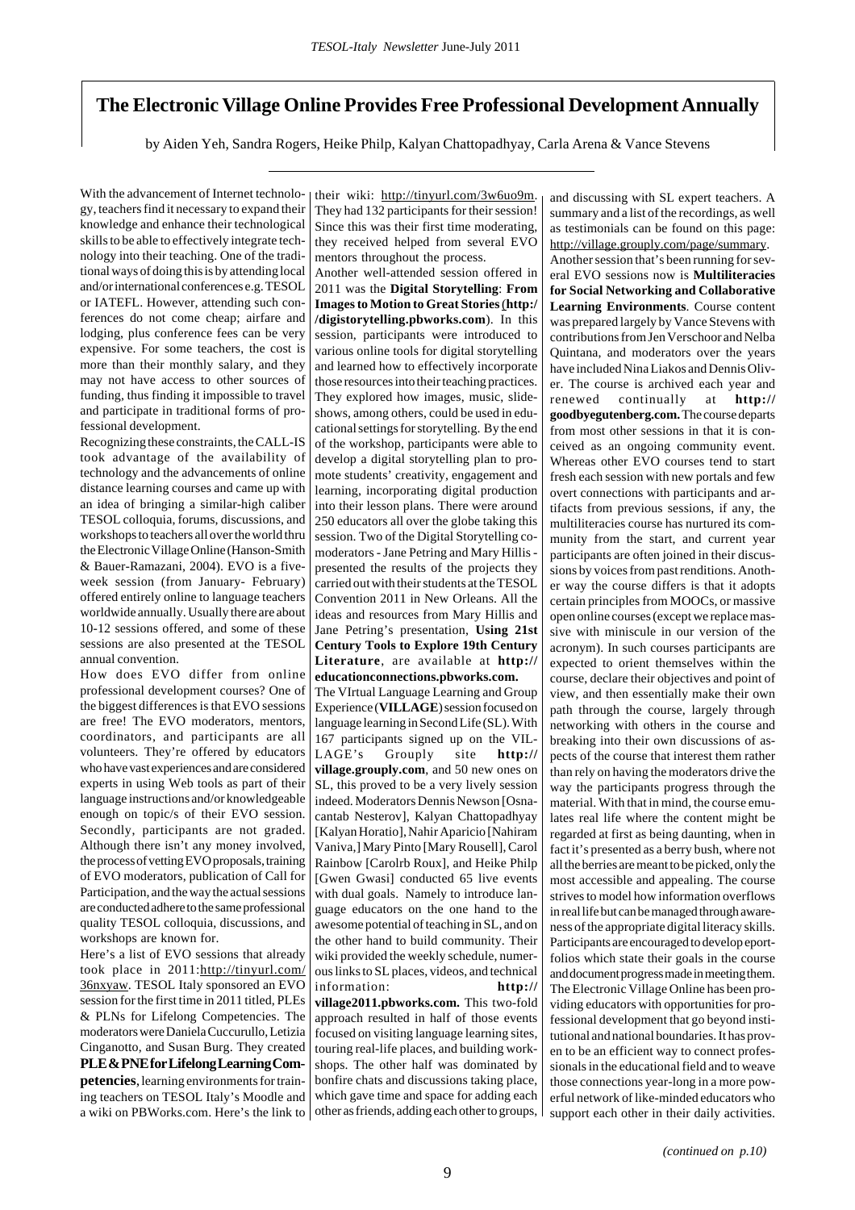# The Electronic Village Online Provides Free Professional Development Annually

by Aiden Yeh, Sandra Rogers, Heike Philp, Kalyan Chattopadhyay, Carla Arena & Vance Stevens

With the advancement of Internet technology, teachers find it necessary to expand their knowledge and enhance their technological skills to be able to effectively integrate technology into their teaching. One of the traditional ways of doing this is by attending local and/or international conferences e.g. TESOL or IATEFL. However, attending such conferences do not come cheap; airfare and lodging, plus conference fees can be very expensive. For some teachers, the cost is more than their monthly salary, and they may not have access to other sources of funding, thus finding it impossible to travel and participate in traditional forms of professional development.

Recognizing these constraints, the CALL-IS took advantage of the availability of technology and the advancements of online distance learning courses and came up with an idea of bringing a similar-high caliber TESOL colloquia, forums, discussions, and workshops to teachers all over the world thru the Electronic Village Online (Hanson-Smith & Bauer-Ramazani, 2004). EVO is a five-week session (from January- February) offered entirely online to language teachers worldwide annually. Usually there are about 10-12 sessions offered, and some of these sessions are also presented at the TESOL annual convention.

How does EVO differ from online professional development courses? One of the biggest differences is that EVO sessions are free! The EVO moderators, mentors, coordinators, and participants are all volunteers. They're offered by educators who have vast experiences and are considered experts in using Web tools as part of their language instructions and/or knowledgeable enough on topic/s of their EVO session. Secondly, participants are not graded. Although there isn't any money involved, the process of vetting EVO proposals, training of EVO moderators, publication of Call for Participation, and the way the actual sessions are conducted adhere to the same professional quality TESOL colloquia, discussions, and workshops are known for.

Here's a list of EVO sessions that already took place in 2011:http://tinyurl.com/36nxyaw. TESOL Italy sponsored an EVO session for the first time in 2011 titled, PLEs & PLNs for Lifelong Competencies. The moderators were Daniela Cuccurullo, Letizia Cinganotto, and Susan Burg. They created **PLE & PNE for Lifelong Learning Competencies**, learning environments for training teachers on TESOL Italy's Moodle and a wiki on PBWorks.com. Here's the link to their wiki: http://tinyurl.com/3w6uo9m. They had 132 participants for their session! Since this was their first time moderating, they received helped from several EVO mentors throughout the process.

Another well-attended session offered in 2011 was the **Digital Storytelling**: **From Images to Motion to Great Stories (http://digistorytelling.pbworks.com)**. In this session, participants were introduced to various online tools for digital storytelling and learned how to effectively incorporate those resources into their teaching practices. They explored how images, music, slideshows, among others, could be used in educational settings for storytelling. By the end of the workshop, participants were able to develop a digital storytelling plan to promote students' creativity, engagement and learning, incorporating digital production into their lesson plans. There were around 250 educators all over the globe taking this session. Two of the Digital Storytelling co-moderators - Jane Petring and Mary Hillis - presented the results of the projects they carried out with their students at the TESOL Convention 2011 in New Orleans. All the ideas and resources from Mary Hillis and Jane Petring's presentation, **Using 21st Century Tools to Explore 19th Century Literature**, are available at **http://educationconnections.pbworks.com.**

The VIrtual Language Learning and Group Experience (**VILLAGE**) session focused on language learning in Second Life (SL). With 167 participants signed up on the VILLAGE's Grouply site **http://village.grouply.com**, and 50 new ones on SL, this proved to be a very lively session indeed. Moderators Dennis Newson [Osnacantab Nesterov], Kalyan Chattopadhyay [Kalyan Horatio], Nahir Aparicio [Nahiram Vaniva,] Mary Pinto [Mary Rousell], Carol Rainbow [Carolrb Roux], and Heike Philp [Gwen Gwasi] conducted 65 live events with dual goals. Namely to introduce language educators on the one hand to the awesome potential of teaching in SL, and on the other hand to build community. Their wiki provided the weekly schedule, numerous links to SL places, videos, and technical information: **http://village2011.pbworks.com.** This two-fold approach resulted in half of those events focused on visiting language learning sites, touring real-life places, and building workshops. The other half was dominated by bonfire chats and discussions taking place, which gave time and space for adding each other as friends, adding each other to groups, and discussing with SL expert teachers. A summary and a list of the recordings, as well as testimonials can be found on this page: http://village.grouply.com/page/summary.

Another session that's been running for several EVO sessions now is **Multiliteracies for Social Networking and Collaborative Learning Environments**. Course content was prepared largely by Vance Stevens with contributions from Jen Verschoor and Nelba Quintana, and moderators over the years have included Nina Liakos and Dennis Oliver. The course is archived each year and renewed continually at **http://goodbyegutenberg.com.** The course departs from most other sessions in that it is conceived as an ongoing community event. Whereas other EVO courses tend to start fresh each session with new portals and few overt connections with participants and artifacts from previous sessions, if any, the multiliteracies course has nurtured its community from the start, and current year participants are often joined in their discussions by voices from past renditions. Another way the course differs is that it adopts certain principles from MOOCs, or massive open online courses (except we replace massive with miniscule in our version of the acronym). In such courses participants are expected to orient themselves within the course, declare their objectives and point of view, and then essentially make their own path through the course, largely through networking with others in the course and breaking into their own discussions of aspects of the course that interest them rather than rely on having the moderators drive the way the participants progress through the material. With that in mind, the course emulates real life where the content might be regarded at first as being daunting, when in fact it's presented as a berry bush, where not all the berries are meant to be picked, only the most accessible and appealing. The course strives to model how information overflows in real life but can be managed through awareness of the appropriate digital literacy skills. Participants are encouraged to develop eportfolios which state their goals in the course and document progress made in meeting them.

The Electronic Village Online has been providing educators with opportunities for professional development that go beyond institutional and national boundaries. It has proven to be an efficient way to connect professionals in the educational field and to weave those connections year-long in a more powerful network of like-minded educators who support each other in their daily activities.

*(continued on p.10)*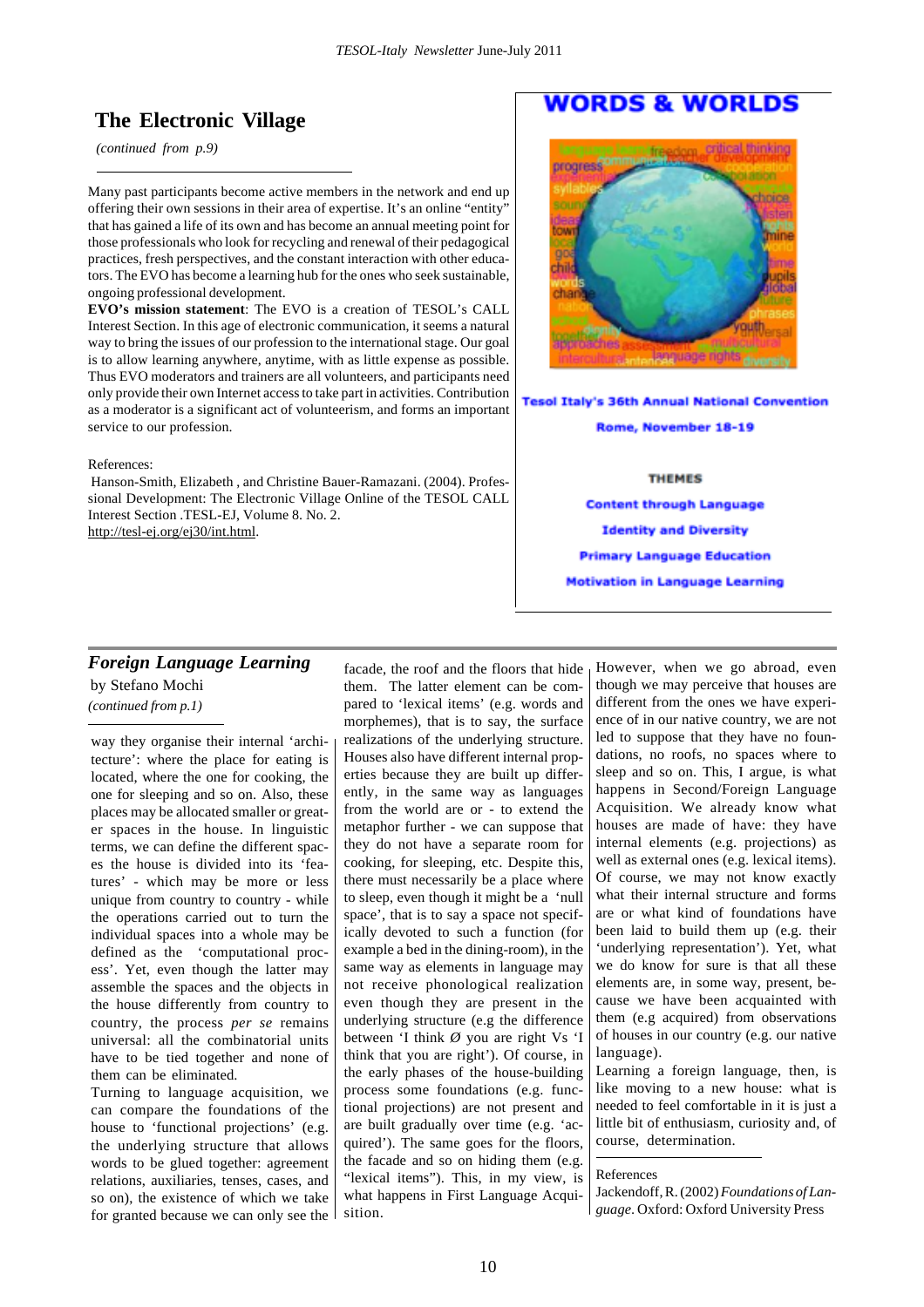## The Electronic Village

*(continued from p.9)*

Many past participants become active members in the network and end up offering their own sessions in their area of expertise. It's an online "entity" that has gained a life of its own and has become an annual meeting point for those professionals who look for recycling and renewal of their pedagogical practices, fresh perspectives, and the constant interaction with other educators. The EVO has become a learning hub for the ones who seek sustainable, ongoing professional development.

**EVO's mission statement**: The EVO is a creation of TESOL's CALL Interest Section. In this age of electronic communication, it seems a natural way to bring the issues of our profession to the international stage. Our goal is to allow learning anywhere, anytime, with as little expense as possible. Thus EVO moderators and trainers are all volunteers, and participants need only provide their own Internet access to take part in activities. Contribution as a moderator is a significant act of volunteerism, and forms an important service to our profession.

References:

Hanson-Smith, Elizabeth , and Christine Bauer-Ramazani. (2004). Professional Development: The Electronic Village Online of the TESOL CALL Interest Section .TESL-EJ, Volume 8. No. 2. http://tesl-ej.org/ej30/int.html.

## WORDS & WORLDS

**Tesol Italy's 36th Annual National Convention**

**Rome, November 18-19**

**THEMES**

**Content through Language**

**Identity and Diversity**

**Primary Language Education**

**Motivation in Language Learning**

## *Foreign Language Learning*

by Stefano Mochi

*(continued from p.1)*

way they organise their internal 'architecture': where the place for eating is located, where the one for cooking, the one for sleeping and so on. Also, these places may be allocated smaller or greater spaces in the house. In linguistic terms, we can define the different spaces the house is divided into its 'features' - which may be more or less unique from country to country - while the operations carried out to turn the individual spaces into a whole may be defined as the 'computational process'. Yet, even though the latter may assemble the spaces and the objects in the house differently from country to country, the process *per se* remains universal: all the combinatorial units have to be tied together and none of them can be eliminated.

Turning to language acquisition, we can compare the foundations of the house to 'functional projections' (e.g. the underlying structure that allows words to be glued together: agreement relations, auxiliaries, tenses, cases, and so on), the existence of which we take for granted because we can only see the facade, the roof and the floors that hide them. The latter element can be compared to 'lexical items' (e.g. words and morphemes), that is to say, the surface realizations of the underlying structure. Houses also have different internal properties because they are built up differently, in the same way as languages from the world are or - to extend the metaphor further - we can suppose that they do not have a separate room for cooking, for sleeping, etc. Despite this, there must necessarily be a place where to sleep, even though it might be a 'null space', that is to say a space not specifically devoted to such a function (for example a bed in the dining-room), in the same way as elements in language may not receive phonological realization even though they are present in the underlying structure (e.g the difference between 'I think Ø you are right Vs 'I think that you are right'). Of course, in the early phases of the house-building process some foundations (e.g. functional projections) are not present and are built gradually over time (e.g. 'acquired'). The same goes for the floors, the facade and so on hiding them (e.g. "lexical items"). This, in my view, is what happens in First Language Acquisition.

However, when we go abroad, even though we may perceive that houses are different from the ones we have experience of in our native country, we are not led to suppose that they have no foundations, no roofs, no spaces where to sleep and so on. This, I argue, is what happens in Second/Foreign Language Acquisition. We already know what houses are made of have: they have internal elements (e.g. projections) as well as external ones (e.g. lexical items). Of course, we may not know exactly what their internal structure and forms are or what kind of foundations have been laid to build them up (e.g. their 'underlying representation'). Yet, what we do know for sure is that all these elements are, in some way, present, because we have been acquainted with them (e.g acquired) from observations of houses in our country (e.g. our native language).

Learning a foreign language, then, is like moving to a new house: what is needed to feel comfortable in it is just a little bit of enthusiasm, curiosity and, of course, determination.

References

Jackendoff, R. (2002) *Foundations of Language*. Oxford: Oxford University Press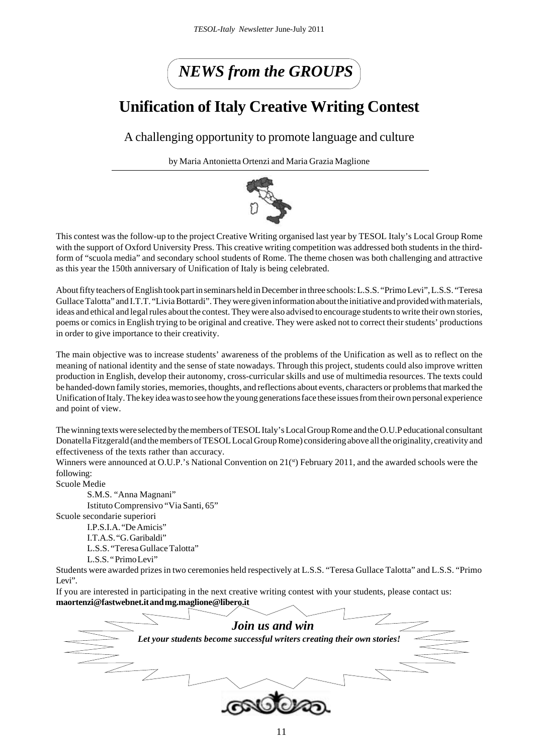# *NEWS from the GROUPS*

## Unification of Italy Creative Writing Contest

### A challenging opportunity to promote language and culture

by Maria Antonietta Ortenzi and Maria Grazia Maglione

This contest was the follow-up to the project Creative Writing organised last year by TESOL Italy's Local Group Rome with the support of Oxford University Press. This creative writing competition was addressed both students in the third-form of "scuola media" and secondary school students of Rome. The theme chosen was both challenging and attractive as this year the 150th anniversary of Unification of Italy is being celebrated.

About fifty teachers of English took part in seminars held in December in three schools: L.S.S. "Primo Levi", L.S.S. "Teresa Gullace Talotta" and I.T.T. "Livia Bottardi". They were given information about the initiative and provided with materials, ideas and ethical and legal rules about the contest. They were also advised to encourage students to write their own stories, poems or comics in English trying to be original and creative. They were asked not to correct their students' productions in order to give importance to their creativity.

The main objective was to increase students' awareness of the problems of the Unification as well as to reflect on the meaning of national identity and the sense of state nowadays. Through this project, students could also improve written production in English, develop their autonomy, cross-curricular skills and use of multimedia resources. The texts could be handed-down family stories, memories, thoughts, and reflections about events, characters or problems that marked the Unification of Italy. The key idea was to see how the young generations face these issues from their own personal experience and point of view.

The winning texts were selected by the members of TESOL Italy's Local Group Rome and the O.U.P educational consultant Donatella Fitzgerald (and the members of TESOL Local Group Rome) considering above all the originality, creativity and effectiveness of the texts rather than accuracy.

Winners were announced at O.U.P.'s National Convention on 21(st) February 2011, and the awarded schools were the following:

Scuole Medie

- S.M.S. "Anna Magnani"
- Istituto Comprensivo "Via Santi, 65"

Scuole secondarie superiori

- I.P.S.I.A. "De Amicis"
- I.T.A.S. "G. Garibaldi"
- L.S.S. "Teresa Gullace Talotta"
- L.S.S. "Primo Levi"

Students were awarded prizes in two ceremonies held respectively at L.S.S. "Teresa Gullace Talotta" and L.S.S. "Primo Levi".

If you are interested in participating in the next creative writing contest with your students, please contact us: **maortenzi@fastwebnet.it and mg.maglione@libero.it**

***Join us and win***

***Let your students become successful writers creating their own stories!***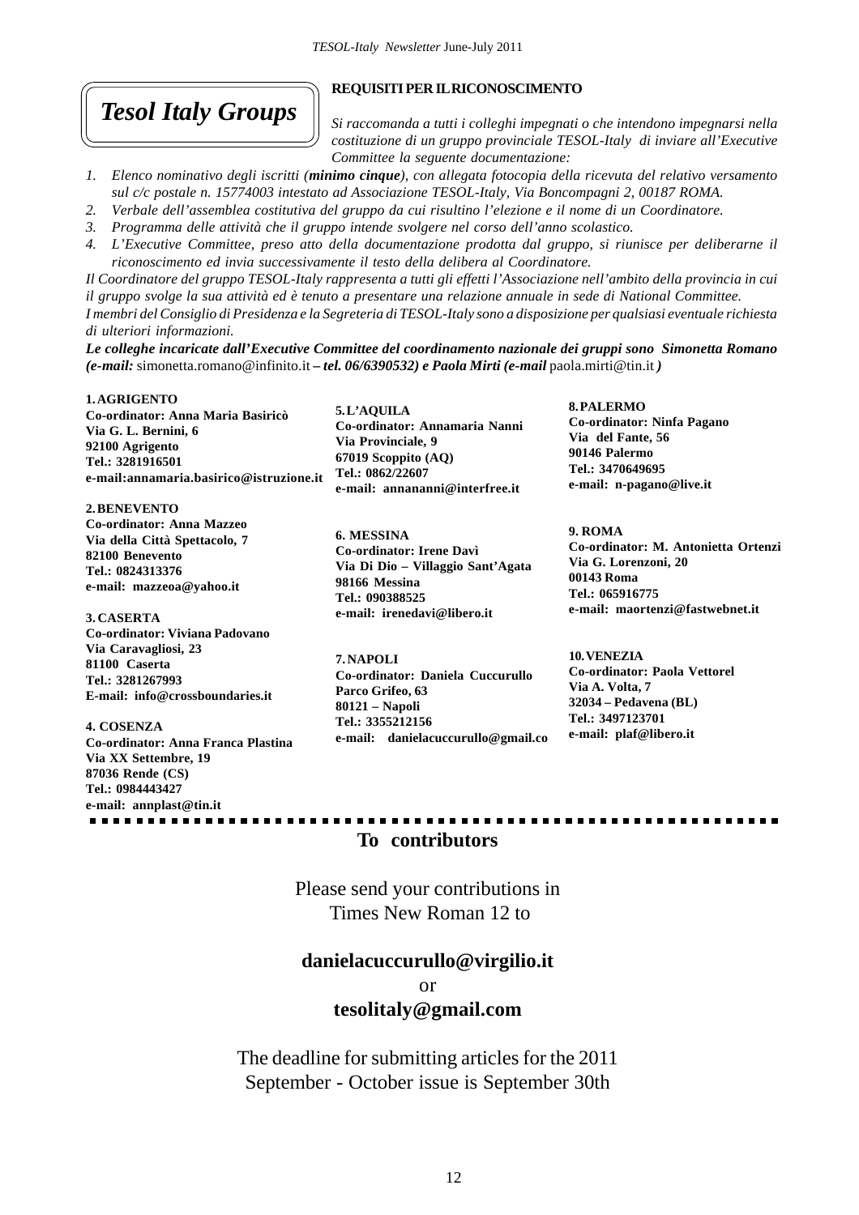# *Tesol Italy Groups*

**REQUISITI PER IL RICONOSCIMENTO**

*Si raccomanda a tutti i colleghi impegnati o che intendono impegnarsi nella costituzione di un gruppo provinciale TESOL-Italy di inviare all'Executive Committee la seguente documentazione:*

1. *Elenco nominativo degli iscritti (**minimo cinque**), con allegata fotocopia della ricevuta del relativo versamento sul c/c postale n. 15774003 intestato ad Associazione TESOL-Italy, Via Boncompagni 2, 00187 ROMA.*
2. *Verbale dell'assemblea costitutiva del gruppo da cui risultino l'elezione e il nome di un Coordinatore.*
3. *Programma delle attività che il gruppo intende svolgere nel corso dell'anno scolastico.*
4. *L'Executive Committee, preso atto della documentazione prodotta dal gruppo, si riunisce per deliberarne il riconoscimento ed invia successivamente il testo della delibera al Coordinatore.*

*Il Coordinatore del gruppo TESOL-Italy rappresenta a tutti gli effetti l'Associazione nell'ambito della provincia in cui il gruppo svolge la sua attività ed è tenuto a presentare una relazione annuale in sede di National Committee.*

*I membri del Consiglio di Presidenza e la Segreteria di TESOL-Italy sono a disposizione per qualsiasi eventuale richiesta di ulteriori informazioni.*

***Le colleghe incaricate dall'Executive Committee del coordinamento nazionale dei gruppi sono Simonetta Romano (e-mail:** simonetta.romano@infinito.it **– tel. 06/6390532) e Paola Mirti (e-mail** paola.mirti@tin.it **)***

**1. AGRIGENTO**
**Co-ordinator: Anna Maria Basiricò**
**Via G. L. Bernini, 6**
**92100 Agrigento**
**Tel.: 3281916501**
**e-mail:annamaria.basirico@istruzione.it**

**2. BENEVENTO**
**Co-ordinator: Anna Mazzeo**
**Via della Città Spettacolo, 7**
**82100 Benevento**
**Tel.: 0824313376**
**e-mail: mazzeoa@yahoo.it**

**3. CASERTA**
**Co-ordinator: Viviana Padovano**
**Via Caravagliosi, 23**
**81100 Caserta**
**Tel.: 3281267993**
**E-mail: info@crossboundaries.it**

**4. COSENZA**
**Co-ordinator: Anna Franca Plastina**
**Via XX Settembre, 19**
**87036 Rende (CS)**
**Tel.: 0984443427**
**e-mail: annplast@tin.it**

**5. L'AQUILA**
**Co-ordinator: Annamaria Nanni**
**Via Provinciale, 9**
**67019 Scoppito (AQ)**
**Tel.: 0862/22607**
**e-mail: annananni@interfree.it**

**6. MESSINA**
**Co-ordinator: Irene Davì**
**Via Di Dio – Villaggio Sant'Agata**
**98166 Messina**
**Tel.: 090388525**
**e-mail: irenedavi@libero.it**

**7. NAPOLI**
**Co-ordinator: Daniela Cuccurullo**
**Parco Grifeo, 63**
**80121 – Napoli**
**Tel.: 3355212156**
**e-mail: danielacuccurullo@gmail.co**

**8. PALERMO**
**Co-ordinator: Ninfa Pagano**
**Via del Fante, 56**
**90146 Palermo**
**Tel.: 3470649695**
**e-mail: n-pagano@live.it**

**9. ROMA**
**Co-ordinator: M. Antonietta Ortenzi**
**Via G. Lorenzoni, 20**
**00143 Roma**
**Tel.: 065916775**
**e-mail: maortenzi@fastwebnet.it**

**10. VENEZIA**
**Co-ordinator: Paola Vettorel**
**Via A. Volta, 7**
**32034 – Pedavena (BL)**
**Tel.: 3497123701**
**e-mail: plaf@libero.it**

## To contributors

Please send your contributions in Times New Roman 12 to

**danielacuccurullo@virgilio.it**

or

**tesolitaly@gmail.com**

The deadline for submitting articles for the 2011 September - October issue is September 30th